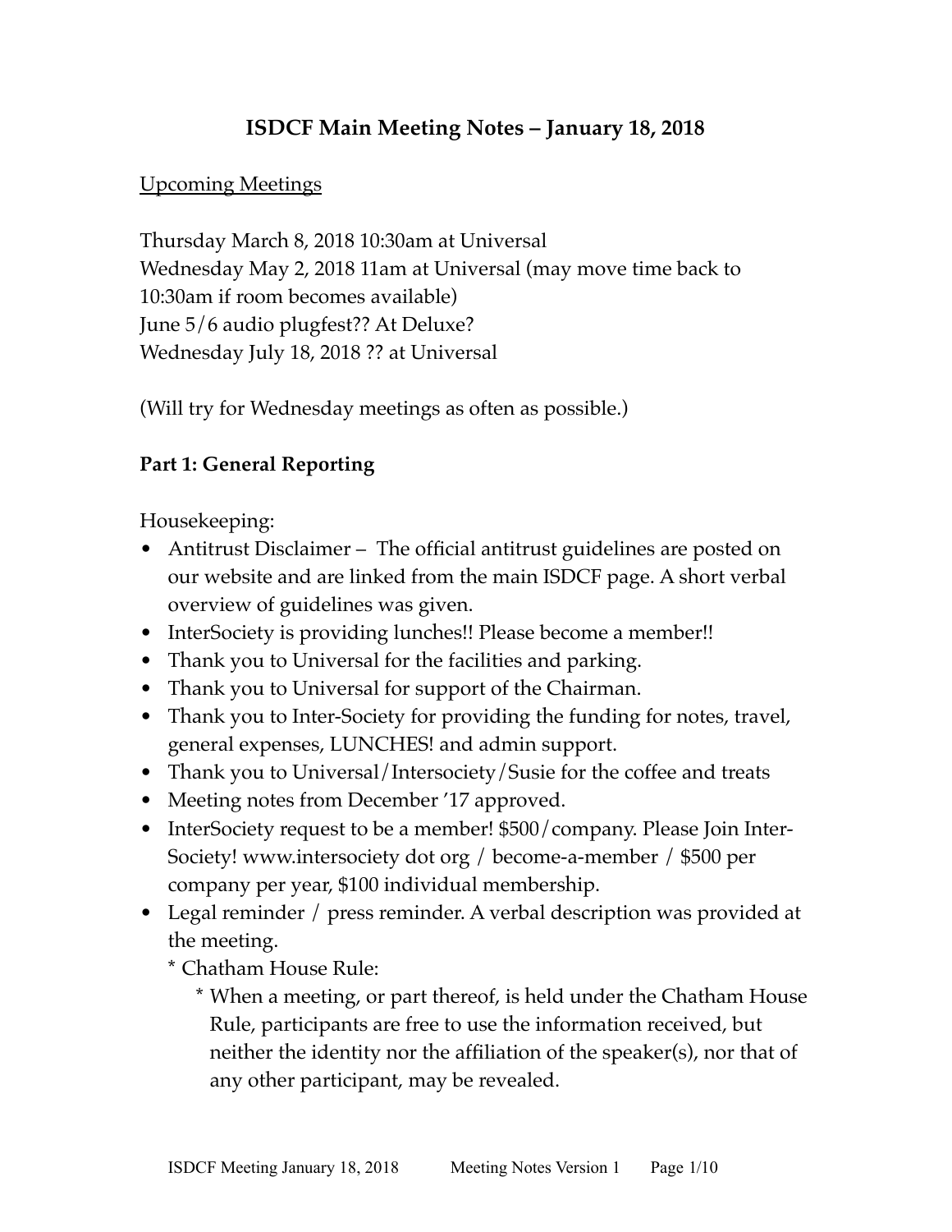# ISDCF Main Meeting Notes – January 18, 2018

Upcoming Meetings

Thursday March 8, 2018 10:30am at Universal
Wednesday May 2, 2018 11am at Universal (may move time back to 10:30am if room becomes available)
June 5/6 audio plugfest?? At Deluxe?
Wednesday July 18, 2018 ?? at Universal

(Will try for Wednesday meetings as often as possible.)

**Part 1: General Reporting**

Housekeeping:

- Antitrust Disclaimer – The official antitrust guidelines are posted on our website and are linked from the main ISDCF page. A short verbal overview of guidelines was given.
- InterSociety is providing lunches!! Please become a member!!
- Thank you to Universal for the facilities and parking.
- Thank you to Universal for support of the Chairman.
- Thank you to Inter-Society for providing the funding for notes, travel, general expenses, LUNCHES! and admin support.
- Thank you to Universal/Intersociety/Susie for the coffee and treats
- Meeting notes from December '17 approved.
- InterSociety request to be a member! $500/company. Please Join Inter-Society! www.intersociety dot org / become-a-member / $500 per company per year, $100 individual membership.
- Legal reminder / press reminder. A verbal description was provided at the meeting.
  - Chatham House Rule:
    - When a meeting, or part thereof, is held under the Chatham House Rule, participants are free to use the information received, but neither the identity nor the affiliation of the speaker(s), nor that of any other participant, may be revealed.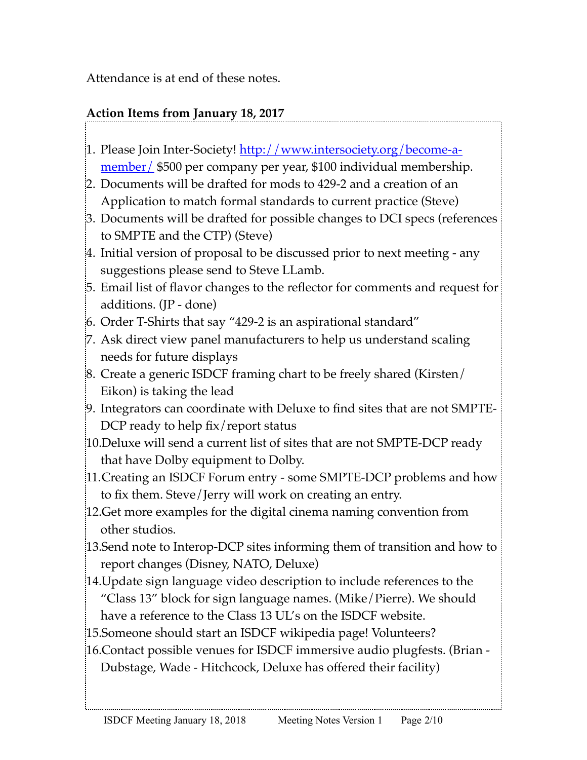Attendance is at end of these notes.

**Action Items from January 18, 2017**

1. Please Join Inter-Society! [http://www.intersociety.org/become-a-member/](http://www.intersociety.org/become-a-member/) $500 per company per year, $100 individual membership.
2. Documents will be drafted for mods to 429-2 and a creation of an Application to match formal standards to current practice (Steve)
3. Documents will be drafted for possible changes to DCI specs (references to SMPTE and the CTP) (Steve)
4. Initial version of proposal to be discussed prior to next meeting - any suggestions please send to Steve LLamb.
5. Email list of flavor changes to the reflector for comments and request for additions. (JP - done)
6. Order T-Shirts that say “429-2 is an aspirational standard”
7. Ask direct view panel manufacturers to help us understand scaling needs for future displays
8. Create a generic ISDCF framing chart to be freely shared (Kirsten/Eikon) is taking the lead
9. Integrators can coordinate with Deluxe to find sites that are not SMPTE-DCP ready to help fix/report status
10. Deluxe will send a current list of sites that are not SMPTE-DCP ready that have Dolby equipment to Dolby.
11. Creating an ISDCF Forum entry - some SMPTE-DCP problems and how to fix them. Steve/Jerry will work on creating an entry.
12. Get more examples for the digital cinema naming convention from other studios.
13. Send note to Interop-DCP sites informing them of transition and how to report changes (Disney, NATO, Deluxe)
14. Update sign language video description to include references to the “Class 13” block for sign language names. (Mike/Pierre). We should have a reference to the Class 13 UL’s on the ISDCF website.
15. Someone should start an ISDCF wikipedia page! Volunteers?
16. Contact possible venues for ISDCF immersive audio plugfests. (Brian - Dubstage, Wade - Hitchcock, Deluxe has offered their facility)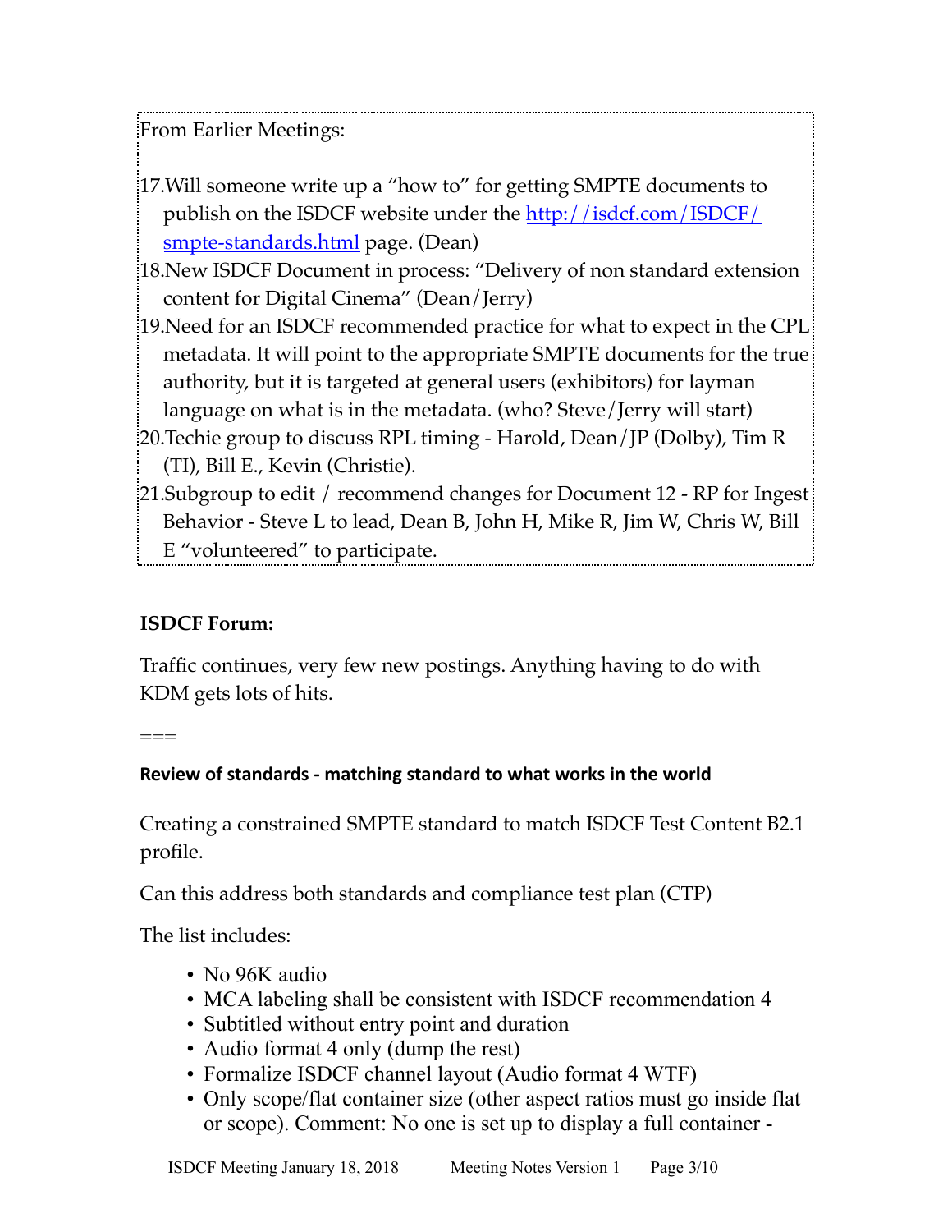From Earlier Meetings:

17. Will someone write up a "how to" for getting SMPTE documents to publish on the ISDCF website under the [http://isdcf.com/ISDCF/smpte-standards.html](http://isdcf.com/ISDCF/smpte-standards.html) page. (Dean)
18. New ISDCF Document in process: "Delivery of non standard extension content for Digital Cinema" (Dean/Jerry)
19. Need for an ISDCF recommended practice for what to expect in the CPL metadata. It will point to the appropriate SMPTE documents for the true authority, but it is targeted at general users (exhibitors) for layman language on what is in the metadata. (who? Steve/Jerry will start)
20. Techie group to discuss RPL timing - Harold, Dean/JP (Dolby), Tim R (TI), Bill E., Kevin (Christie).
21. Subgroup to edit / recommend changes for Document 12 - RP for Ingest Behavior - Steve L to lead, Dean B, John H, Mike R, Jim W, Chris W, Bill E "volunteered" to participate.

**ISDCF Forum:**

Traffic continues, very few new postings. Anything having to do with KDM gets lots of hits.

===

**Review of standards - matching standard to what works in the world**

Creating a constrained SMPTE standard to match ISDCF Test Content B2.1 profile.

Can this address both standards and compliance test plan (CTP)

The list includes:

- No 96K audio
- MCA labeling shall be consistent with ISDCF recommendation 4
- Subtitled without entry point and duration
- Audio format 4 only (dump the rest)
- Formalize ISDCF channel layout (Audio format 4 WTF)
- Only scope/flat container size (other aspect ratios must go inside flat or scope). Comment: No one is set up to display a full container -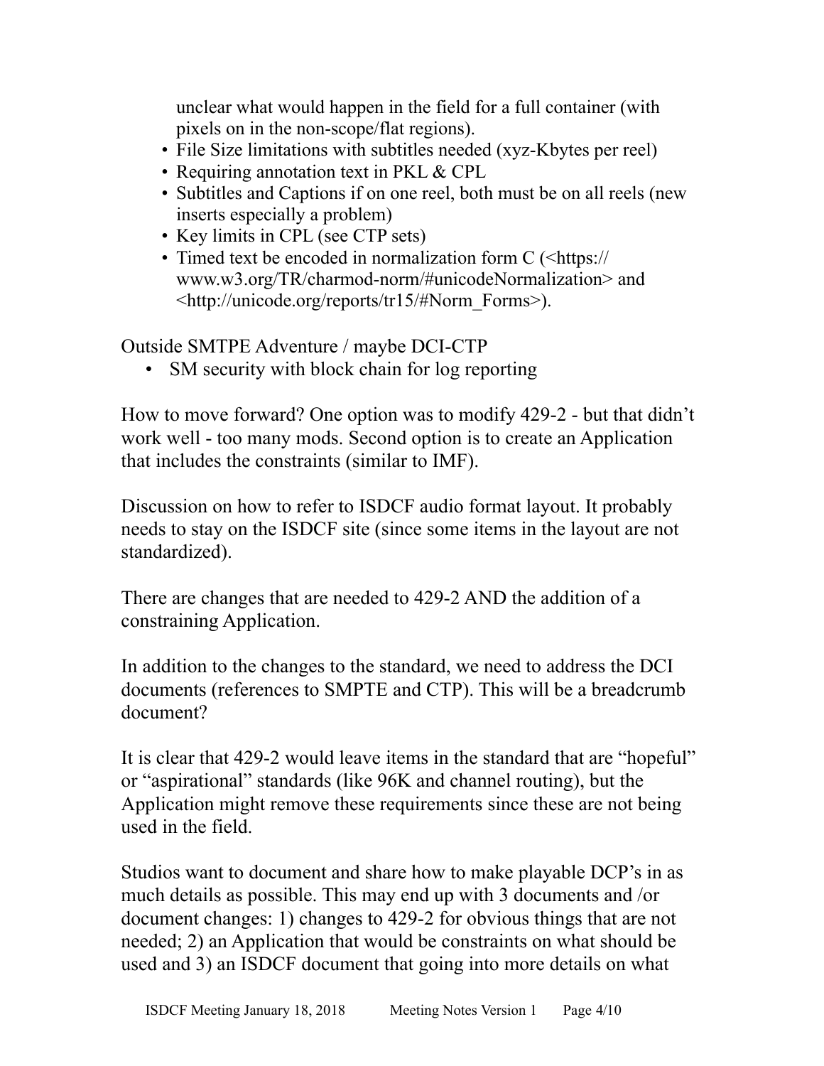unclear what would happen in the field for a full container (with pixels on in the non-scope/flat regions).

- File Size limitations with subtitles needed (xyz-Kbytes per reel)
- Requiring annotation text in PKL & CPL
- Subtitles and Captions if on one reel, both must be on all reels (new inserts especially a problem)
- Key limits in CPL (see CTP sets)
- Timed text be encoded in normalization form C (<https://www.w3.org/TR/charmod-norm/#unicodeNormalization> and <http://unicode.org/reports/tr15/#Norm_Forms>).

Outside SMTPE Adventure / maybe DCI-CTP

- SM security with block chain for log reporting

How to move forward? One option was to modify 429-2 - but that didn't work well - too many mods. Second option is to create an Application that includes the constraints (similar to IMF).

Discussion on how to refer to ISDCF audio format layout. It probably needs to stay on the ISDCF site (since some items in the layout are not standardized).

There are changes that are needed to 429-2 AND the addition of a constraining Application.

In addition to the changes to the standard, we need to address the DCI documents (references to SMPTE and CTP). This will be a breadcrumb document?

It is clear that 429-2 would leave items in the standard that are "hopeful" or "aspirational" standards (like 96K and channel routing), but the Application might remove these requirements since these are not being used in the field.

Studios want to document and share how to make playable DCP's in as much details as possible. This may end up with 3 documents and /or document changes: 1) changes to 429-2 for obvious things that are not needed; 2) an Application that would be constraints on what should be used and 3) an ISDCF document that going into more details on what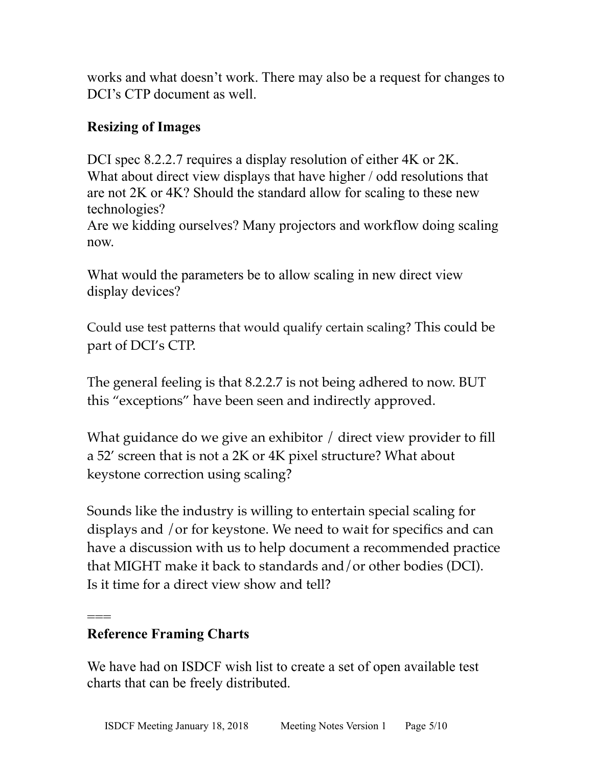works and what doesn't work. There may also be a request for changes to DCI's CTP document as well.

**Resizing of Images**

DCI spec 8.2.2.7 requires a display resolution of either 4K or 2K.
What about direct view displays that have higher / odd resolutions that are not 2K or 4K? Should the standard allow for scaling to these new technologies?
Are we kidding ourselves? Many projectors and workflow doing scaling now.

What would the parameters be to allow scaling in new direct view display devices?

Could use test patterns that would qualify certain scaling? This could be part of DCI's CTP.

The general feeling is that 8.2.2.7 is not being adhered to now. BUT this "exceptions" have been seen and indirectly approved.

What guidance do we give an exhibitor / direct view provider to fill a 52′ screen that is not a 2K or 4K pixel structure? What about keystone correction using scaling?

Sounds like the industry is willing to entertain special scaling for displays and /or for keystone. We need to wait for specifics and can have a discussion with us to help document a recommended practice that MIGHT make it back to standards and/or other bodies (DCI).
Is it time for a direct view show and tell?

===

**Reference Framing Charts**

We have had on ISDCF wish list to create a set of open available test charts that can be freely distributed.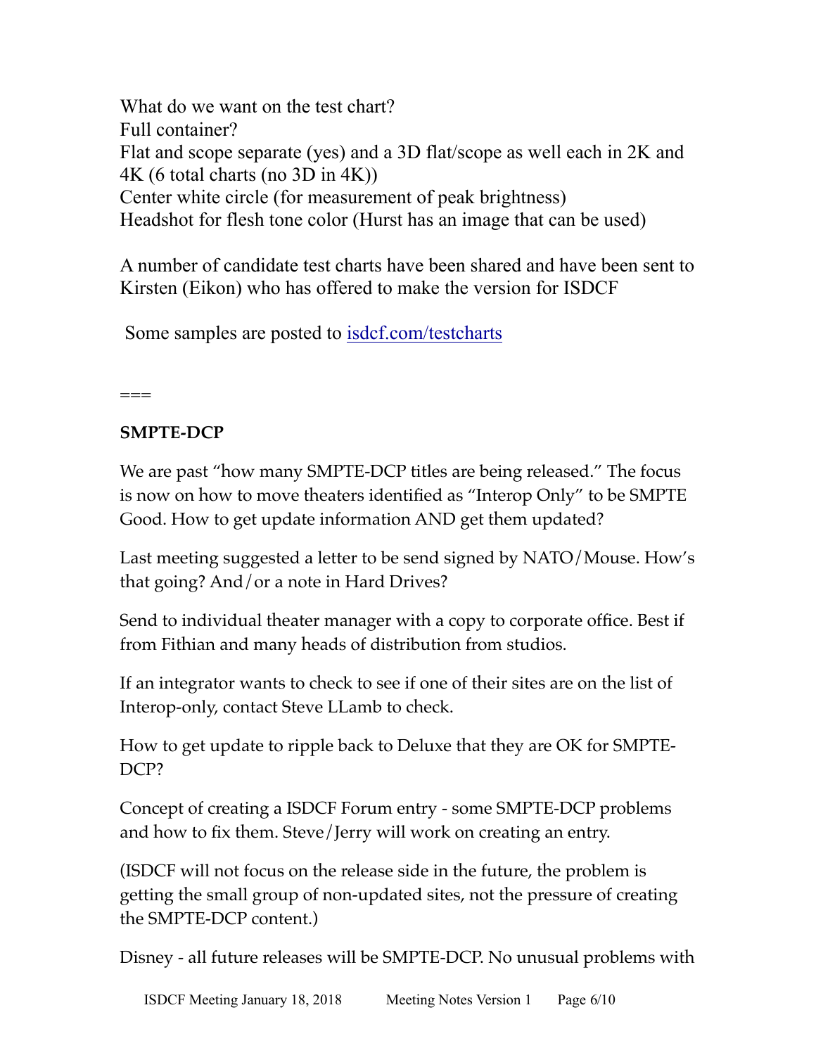What do we want on the test chart?
Full container?
Flat and scope separate (yes) and a 3D flat/scope as well each in 2K and 4K (6 total charts (no 3D in 4K))
Center white circle (for measurement of peak brightness)
Headshot for flesh tone color (Hurst has an image that can be used)

A number of candidate test charts have been shared and have been sent to Kirsten (Eikon) who has offered to make the version for ISDCF

Some samples are posted to [isdcf.com/testcharts](isdcf.com/testcharts)

===

**SMPTE-DCP**

We are past "how many SMPTE-DCP titles are being released." The focus is now on how to move theaters identified as "Interop Only" to be SMPTE Good. How to get update information AND get them updated?

Last meeting suggested a letter to be send signed by NATO/Mouse. How's that going? And/or a note in Hard Drives?

Send to individual theater manager with a copy to corporate office. Best if from Fithian and many heads of distribution from studios.

If an integrator wants to check to see if one of their sites are on the list of Interop-only, contact Steve LLamb to check.

How to get update to ripple back to Deluxe that they are OK for SMPTE-DCP?

Concept of creating a ISDCF Forum entry - some SMPTE-DCP problems and how to fix them. Steve/Jerry will work on creating an entry.

(ISDCF will not focus on the release side in the future, the problem is getting the small group of non-updated sites, not the pressure of creating the SMPTE-DCP content.)

Disney - all future releases will be SMPTE-DCP. No unusual problems with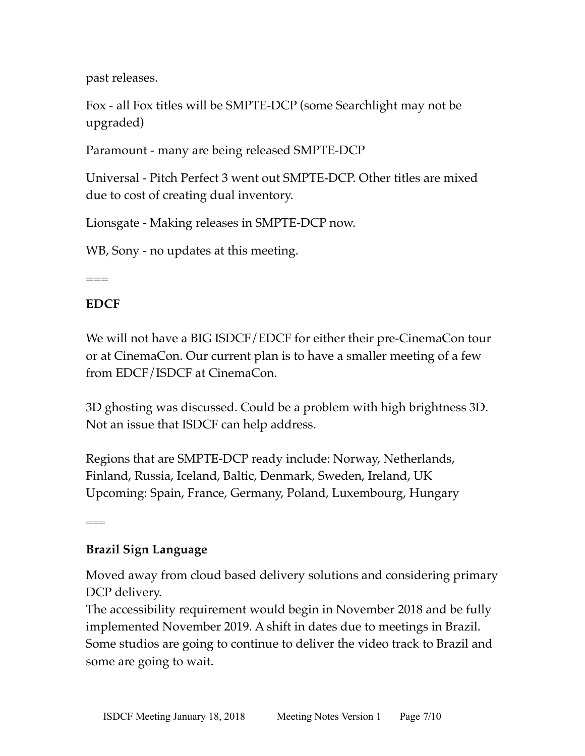past releases.

Fox - all Fox titles will be SMPTE-DCP (some Searchlight may not be upgraded)

Paramount - many are being released SMPTE-DCP

Universal - Pitch Perfect 3 went out SMPTE-DCP. Other titles are mixed due to cost of creating dual inventory.

Lionsgate - Making releases in SMPTE-DCP now.

WB, Sony - no updates at this meeting.

===

**EDCF**

We will not have a BIG ISDCF/EDCF for either their pre-CinemaCon tour or at CinemaCon. Our current plan is to have a smaller meeting of a few from EDCF/ISDCF at CinemaCon.

3D ghosting was discussed. Could be a problem with high brightness 3D. Not an issue that ISDCF can help address.

Regions that are SMPTE-DCP ready include: Norway, Netherlands, Finland, Russia, Iceland, Baltic, Denmark, Sweden, Ireland, UK
Upcoming: Spain, France, Germany, Poland, Luxembourg, Hungary

===

**Brazil Sign Language**

Moved away from cloud based delivery solutions and considering primary DCP delivery.
The accessibility requirement would begin in November 2018 and be fully implemented November 2019. A shift in dates due to meetings in Brazil. Some studios are going to continue to deliver the video track to Brazil and some are going to wait.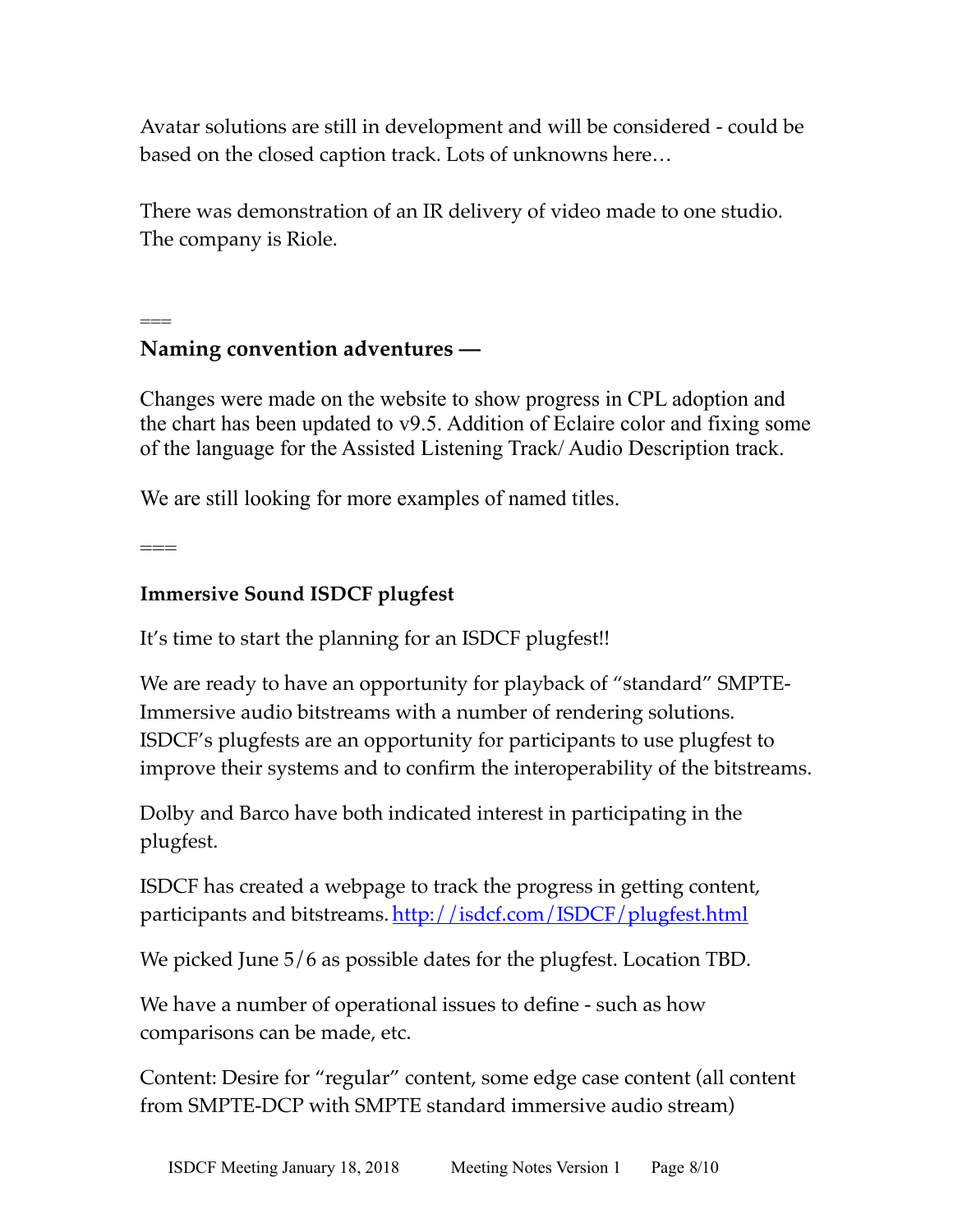Avatar solutions are still in development and will be considered - could be based on the closed caption track. Lots of unknowns here…

There was demonstration of an IR delivery of video made to one studio. The company is Riole.

===

**Naming convention adventures —**

Changes were made on the website to show progress in CPL adoption and the chart has been updated to v9.5. Addition of Eclaire color and fixing some of the language for the Assisted Listening Track/ Audio Description track.

We are still looking for more examples of named titles.

===

**Immersive Sound ISDCF plugfest**

It's time to start the planning for an ISDCF plugfest!!

We are ready to have an opportunity for playback of "standard" SMPTE-Immersive audio bitstreams with a number of rendering solutions. ISDCF's plugfests are an opportunity for participants to use plugfest to improve their systems and to confirm the interoperability of the bitstreams.

Dolby and Barco have both indicated interest in participating in the plugfest.

ISDCF has created a webpage to track the progress in getting content, participants and bitstreams. [http://isdcf.com/ISDCF/plugfest.html](http://isdcf.com/ISDCF/plugfest.html)

We picked June 5/6 as possible dates for the plugfest. Location TBD.

We have a number of operational issues to define - such as how comparisons can be made, etc.

Content: Desire for "regular" content, some edge case content (all content from SMPTE-DCP with SMPTE standard immersive audio stream)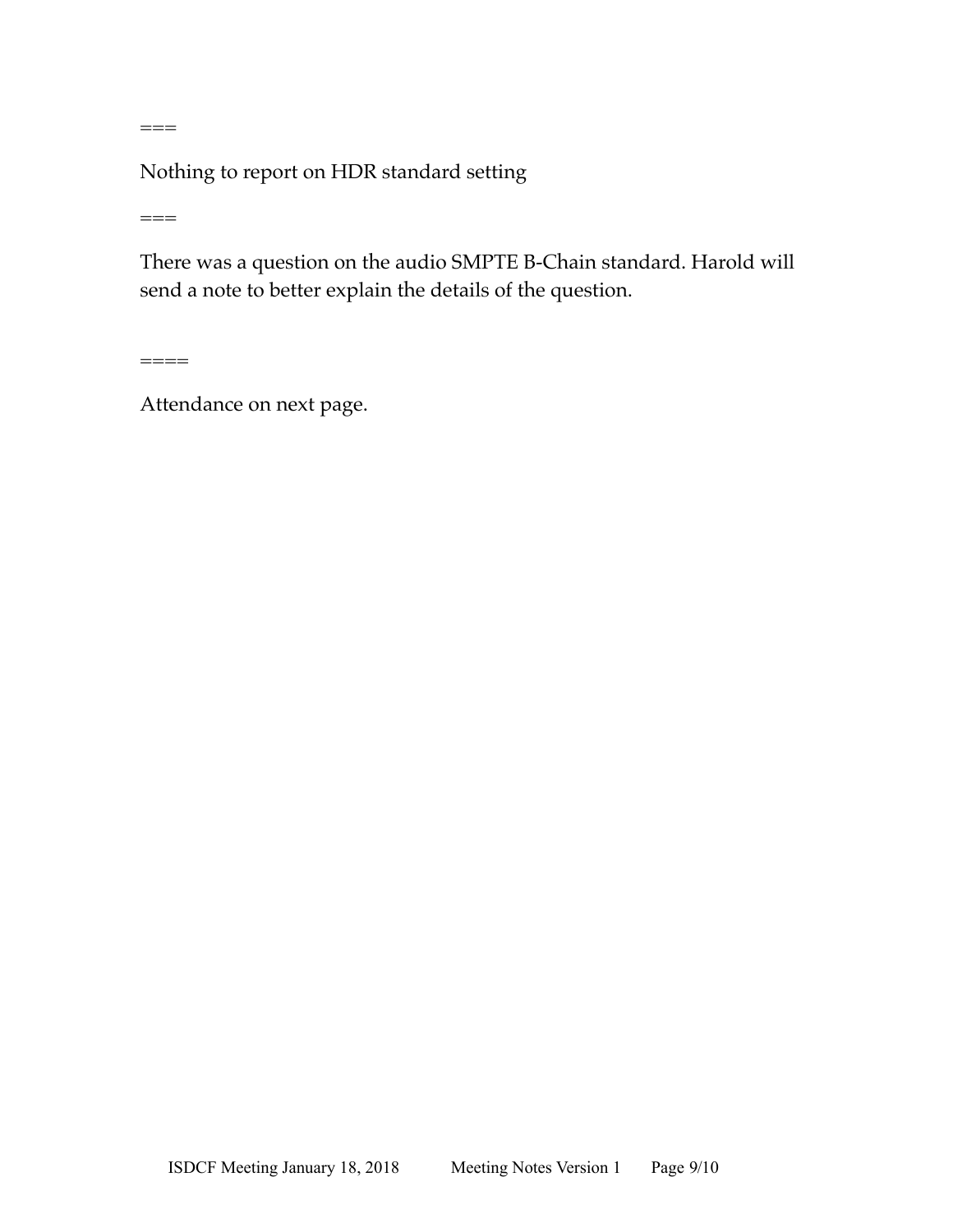===

Nothing to report on HDR standard setting

===

There was a question on the audio SMPTE B-Chain standard. Harold will send a note to better explain the details of the question.

====

Attendance on next page.